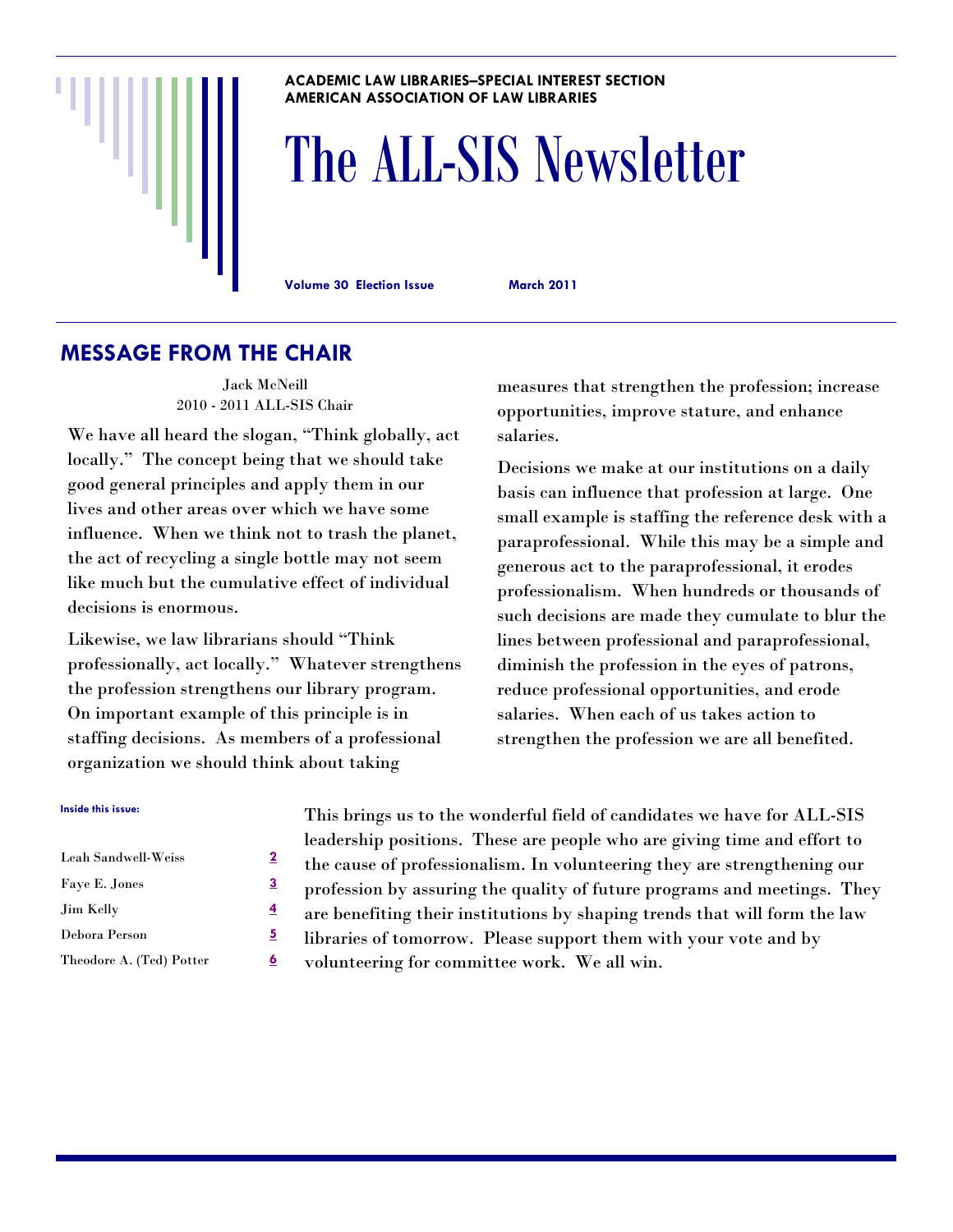**ACADEMIC LAW LIBRARIES–SPECIAL INTEREST SECTION**
**AMERICAN ASSOCIATION OF LAW LIBRARIES**

# The ALL-SIS Newsletter

**Volume 30 Election Issue** **March 2011**

## MESSAGE FROM THE CHAIR

Jack McNeill
2010 - 2011 ALL-SIS Chair

We have all heard the slogan, "Think globally, act locally." The concept being that we should take good general principles and apply them in our lives and other areas over which we have some influence. When we think not to trash the planet, the act of recycling a single bottle may not seem like much but the cumulative effect of individual decisions is enormous.

Likewise, we law librarians should "Think professionally, act locally." Whatever strengthens the profession strengthens our library program. On important example of this principle is in staffing decisions. As members of a professional organization we should think about taking measures that strengthen the profession; increase opportunities, improve stature, and enhance salaries.

Decisions we make at our institutions on a daily basis can influence that profession at large. One small example is staffing the reference desk with a paraprofessional. While this may be a simple and generous act to the paraprofessional, it erodes professionalism. When hundreds or thousands of such decisions are made they cumulate to blur the lines between professional and paraprofessional, diminish the profession in the eyes of patrons, reduce professional opportunities, and erode salaries. When each of us takes action to strengthen the profession we are all benefited.

This brings us to the wonderful field of candidates we have for ALL-SIS leadership positions. These are people who are giving time and effort to the cause of professionalism. In volunteering they are strengthening our profession by assuring the quality of future programs and meetings. They are benefiting their institutions by shaping trends that will form the law libraries of tomorrow. Please support them with your vote and by volunteering for committee work. We all win.

**Inside this issue:**

| | |
|---|---|
| Leah Sandwell-Weiss | 2 |
| Faye E. Jones | 3 |
| Jim Kelly | 4 |
| Debora Person | 5 |
| Theodore A. (Ted) Potter | 6 |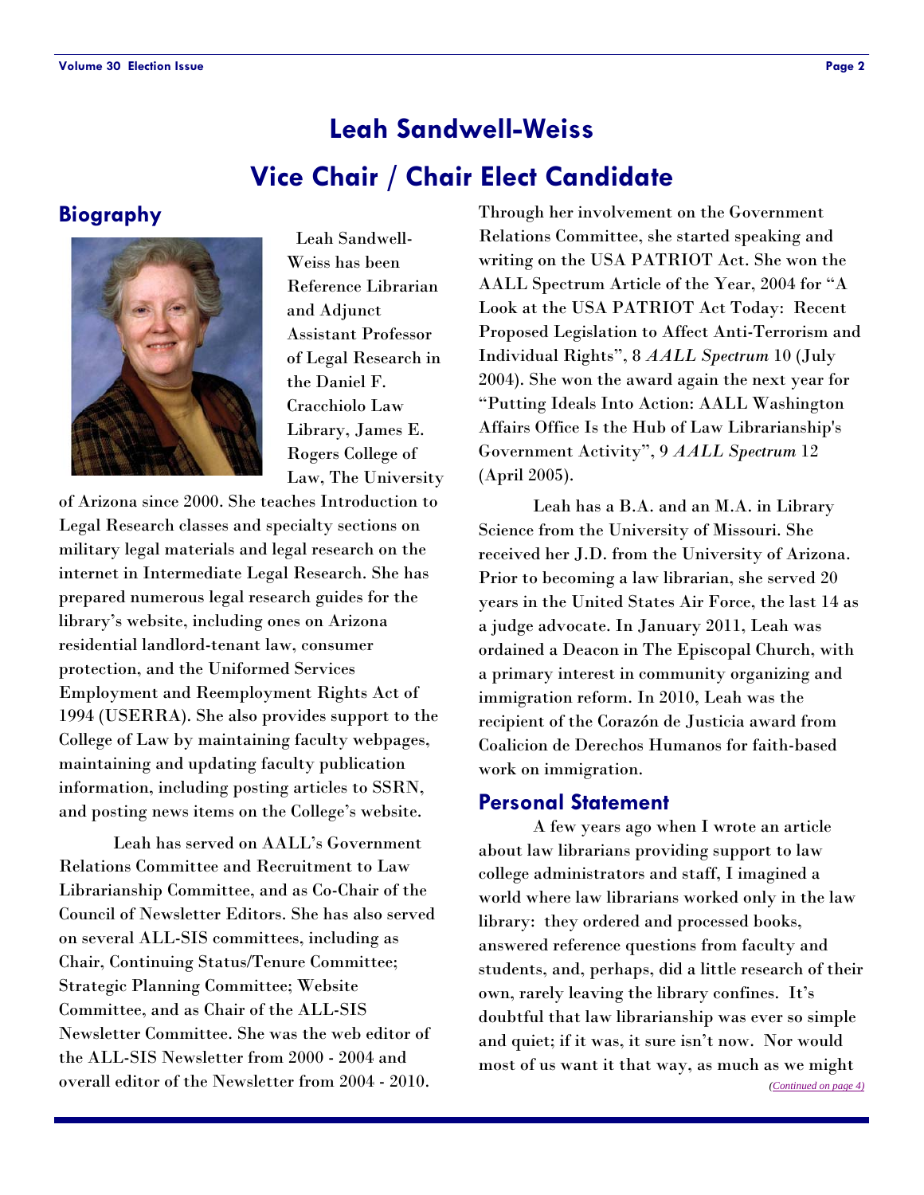# Leah Sandwell-Weiss

# Vice Chair / Chair Elect Candidate

## Biography

Leah Sandwell-Weiss has been Reference Librarian and Adjunct Assistant Professor of Legal Research in the Daniel F. Cracchiolo Law Library, James E. Rogers College of Law, The University of Arizona since 2000. She teaches Introduction to Legal Research classes and specialty sections on military legal materials and legal research on the internet in Intermediate Legal Research. She has prepared numerous legal research guides for the library's website, including ones on Arizona residential landlord-tenant law, consumer protection, and the Uniformed Services Employment and Reemployment Rights Act of 1994 (USERRA). She also provides support to the College of Law by maintaining faculty webpages, maintaining and updating faculty publication information, including posting articles to SSRN, and posting news items on the College's website.

Leah has served on AALL's Government Relations Committee and Recruitment to Law Librarianship Committee, and as Co-Chair of the Council of Newsletter Editors. She has also served on several ALL-SIS committees, including as Chair, Continuing Status/Tenure Committee; Strategic Planning Committee; Website Committee, and as Chair of the ALL-SIS Newsletter Committee. She was the web editor of the ALL-SIS Newsletter from 2000 - 2004 and overall editor of the Newsletter from 2004 - 2010. Through her involvement on the Government Relations Committee, she started speaking and writing on the USA PATRIOT Act. She won the AALL Spectrum Article of the Year, 2004 for "A Look at the USA PATRIOT Act Today: Recent Proposed Legislation to Affect Anti-Terrorism and Individual Rights", 8 *AALL Spectrum* 10 (July 2004). She won the award again the next year for "Putting Ideals Into Action: AALL Washington Affairs Office Is the Hub of Law Librarianship's Government Activity", 9 *AALL Spectrum* 12 (April 2005).

Leah has a B.A. and an M.A. in Library Science from the University of Missouri. She received her J.D. from the University of Arizona. Prior to becoming a law librarian, she served 20 years in the United States Air Force, the last 14 as a judge advocate. In January 2011, Leah was ordained a Deacon in The Episcopal Church, with a primary interest in community organizing and immigration reform. In 2010, Leah was the recipient of the Corazón de Justicia award from Coalicion de Derechos Humanos for faith-based work on immigration.

## Personal Statement

A few years ago when I wrote an article about law librarians providing support to law college administrators and staff, I imagined a world where law librarians worked only in the law library: they ordered and processed books, answered reference questions from faculty and students, and, perhaps, did a little research of their own, rarely leaving the library confines. It's doubtful that law librarianship was ever so simple and quiet; if it was, it sure isn't now. Nor would most of us want it that way, as much as we might

*(Continued on page 4)*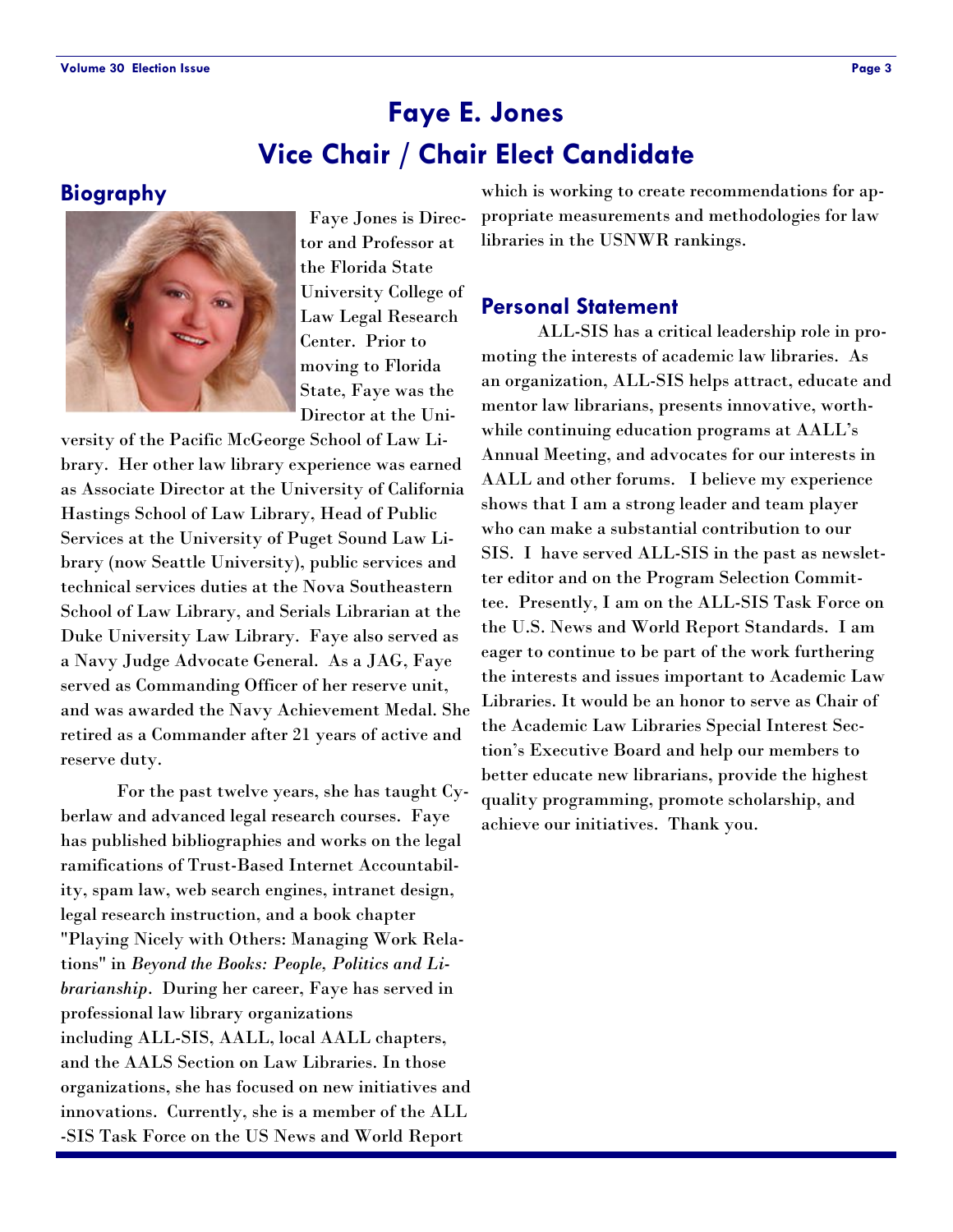# Faye E. Jones
# Vice Chair / Chair Elect Candidate

## Biography

Faye Jones is Director and Professor at the Florida State University College of Law Legal Research Center. Prior to moving to Florida State, Faye was the Director at the University of the Pacific McGeorge School of Law Library. Her other law library experience was earned as Associate Director at the University of California Hastings School of Law Library, Head of Public Services at the University of Puget Sound Law Library (now Seattle University), public services and technical services duties at the Nova Southeastern School of Law Library, and Serials Librarian at the Duke University Law Library. Faye also served as a Navy Judge Advocate General. As a JAG, Faye served as Commanding Officer of her reserve unit, and was awarded the Navy Achievement Medal. She retired as a Commander after 21 years of active and reserve duty.

For the past twelve years, she has taught Cyberlaw and advanced legal research courses. Faye has published bibliographies and works on the legal ramifications of Trust-Based Internet Accountability, spam law, web search engines, intranet design, legal research instruction, and a book chapter "Playing Nicely with Others: Managing Work Relations" in *Beyond the Books: People, Politics and Librarianship*. During her career, Faye has served in professional law library organizations including ALL-SIS, AALL, local AALL chapters, and the AALS Section on Law Libraries. In those organizations, she has focused on new initiatives and innovations. Currently, she is a member of the ALL-SIS Task Force on the US News and World Report which is working to create recommendations for appropriate measurements and methodologies for law libraries in the USNWR rankings.

## Personal Statement

ALL-SIS has a critical leadership role in promoting the interests of academic law libraries. As an organization, ALL-SIS helps attract, educate and mentor law librarians, presents innovative, worthwhile continuing education programs at AALL's Annual Meeting, and advocates for our interests in AALL and other forums. I believe my experience shows that I am a strong leader and team player who can make a substantial contribution to our SIS. I have served ALL-SIS in the past as newsletter editor and on the Program Selection Committee. Presently, I am on the ALL-SIS Task Force on the U.S. News and World Report Standards. I am eager to continue to be part of the work furthering the interests and issues important to Academic Law Libraries. It would be an honor to serve as Chair of the Academic Law Libraries Special Interest Section's Executive Board and help our members to better educate new librarians, provide the highest quality programming, promote scholarship, and achieve our initiatives. Thank you.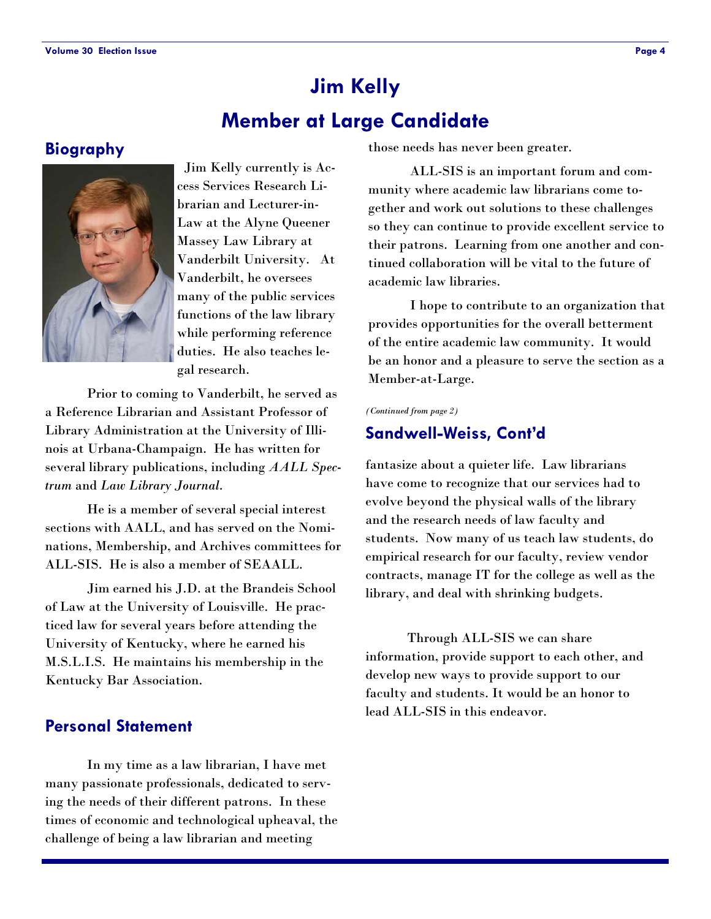# Jim Kelly

# Member at Large Candidate

## Biography

Jim Kelly currently is Access Services Research Librarian and Lecturer-in-Law at the Alyne Queener Massey Law Library at Vanderbilt University. At Vanderbilt, he oversees many of the public services functions of the law library while performing reference duties. He also teaches legal research.

Prior to coming to Vanderbilt, he served as a Reference Librarian and Assistant Professor of Library Administration at the University of Illinois at Urbana-Champaign. He has written for several library publications, including *AALL Spectrum* and *Law Library Journal*.

He is a member of several special interest sections with AALL, and has served on the Nominations, Membership, and Archives committees for ALL-SIS. He is also a member of SEAALL.

Jim earned his J.D. at the Brandeis School of Law at the University of Louisville. He practiced law for several years before attending the University of Kentucky, where he earned his M.S.L.I.S. He maintains his membership in the Kentucky Bar Association.

## Personal Statement

In my time as a law librarian, I have met many passionate professionals, dedicated to serving the needs of their different patrons. In these times of economic and technological upheaval, the challenge of being a law librarian and meeting those needs has never been greater.

ALL-SIS is an important forum and community where academic law librarians come together and work out solutions to these challenges so they can continue to provide excellent service to their patrons. Learning from one another and continued collaboration will be vital to the future of academic law libraries.

I hope to contribute to an organization that provides opportunities for the overall betterment of the entire academic law community. It would be an honor and a pleasure to serve the section as a Member-at-Large.

*(Continued from page 2)*

## Sandwell-Weiss, Cont'd

fantasize about a quieter life. Law librarians have come to recognize that our services had to evolve beyond the physical walls of the library and the research needs of law faculty and students. Now many of us teach law students, do empirical research for our faculty, review vendor contracts, manage IT for the college as well as the library, and deal with shrinking budgets.

Through ALL-SIS we can share information, provide support to each other, and develop new ways to provide support to our faculty and students. It would be an honor to lead ALL-SIS in this endeavor.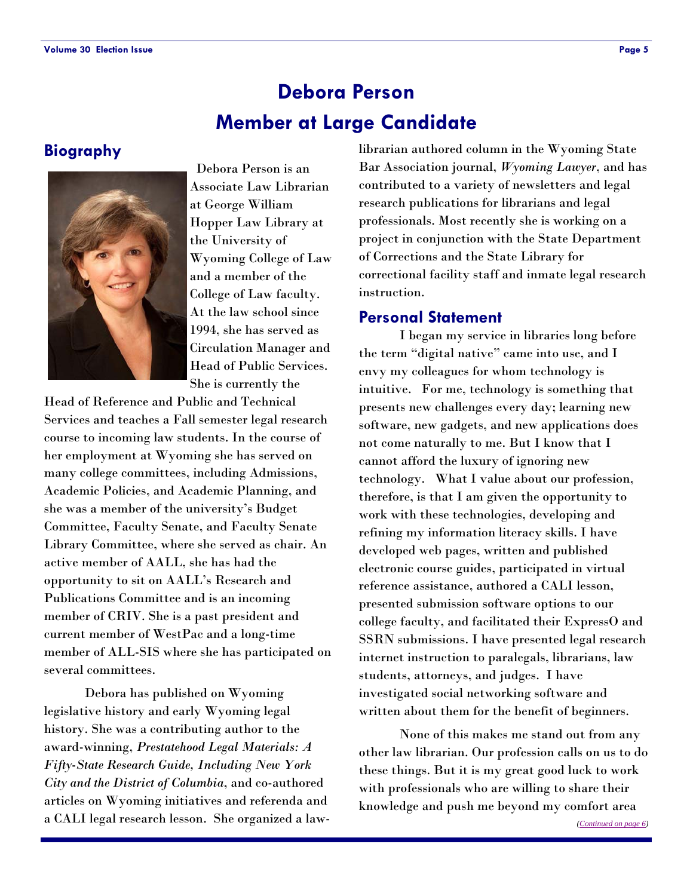# Debora Person
# Member at Large Candidate

## Biography

Debora Person is an Associate Law Librarian at George William Hopper Law Library at the University of Wyoming College of Law and a member of the College of Law faculty. At the law school since 1994, she has served as Circulation Manager and Head of Public Services. She is currently the Head of Reference and Public and Technical Services and teaches a Fall semester legal research course to incoming law students. In the course of her employment at Wyoming she has served on many college committees, including Admissions, Academic Policies, and Academic Planning, and she was a member of the university's Budget Committee, Faculty Senate, and Faculty Senate Library Committee, where she served as chair. An active member of AALL, she has had the opportunity to sit on AALL's Research and Publications Committee and is an incoming member of CRIV. She is a past president and current member of WestPac and a long-time member of ALL-SIS where she has participated on several committees.

Debora has published on Wyoming legislative history and early Wyoming legal history. She was a contributing author to the award-winning, *Prestatehood Legal Materials: A Fifty-State Research Guide, Including New York City and the District of Columbia*, and co-authored articles on Wyoming initiatives and referenda and a CALI legal research lesson. She organized a law-librarian authored column in the Wyoming State Bar Association journal, *Wyoming Lawyer*, and has contributed to a variety of newsletters and legal research publications for librarians and legal professionals. Most recently she is working on a project in conjunction with the State Department of Corrections and the State Library for correctional facility staff and inmate legal research instruction.

## Personal Statement

I began my service in libraries long before the term "digital native" came into use, and I envy my colleagues for whom technology is intuitive. For me, technology is something that presents new challenges every day; learning new software, new gadgets, and new applications does not come naturally to me. But I know that I cannot afford the luxury of ignoring new technology. What I value about our profession, therefore, is that I am given the opportunity to work with these technologies, developing and refining my information literacy skills. I have developed web pages, written and published electronic course guides, participated in virtual reference assistance, authored a CALI lesson, presented submission software options to our college faculty, and facilitated their ExpressO and SSRN submissions. I have presented legal research internet instruction to paralegals, librarians, law students, attorneys, and judges. I have investigated social networking software and written about them for the benefit of beginners.

None of this makes me stand out from any other law librarian. Our profession calls on us to do these things. But it is my great good luck to work with professionals who are willing to share their knowledge and push me beyond my comfort area

*(Continued on page 6)*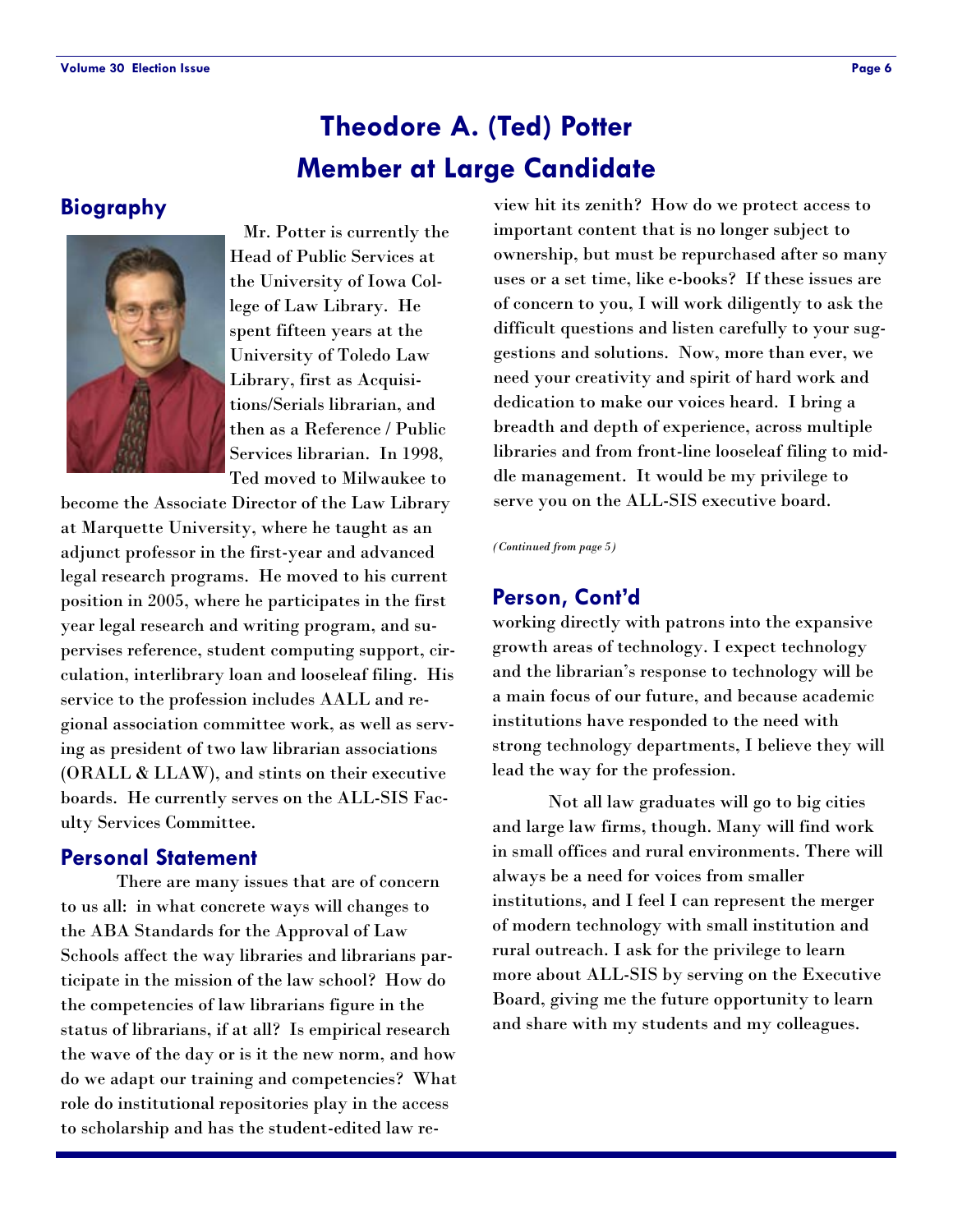# Theodore A. (Ted) Potter
# Member at Large Candidate

## Biography

Mr. Potter is currently the Head of Public Services at the University of Iowa College of Law Library. He spent fifteen years at the University of Toledo Law Library, first as Acquisitions/Serials librarian, and then as a Reference / Public Services librarian. In 1998, Ted moved to Milwaukee to become the Associate Director of the Law Library at Marquette University, where he taught as an adjunct professor in the first-year and advanced legal research programs. He moved to his current position in 2005, where he participates in the first year legal research and writing program, and supervises reference, student computing support, circulation, interlibrary loan and looseleaf filing. His service to the profession includes AALL and regional association committee work, as well as serving as president of two law librarian associations (ORALL & LLAW), and stints on their executive boards. He currently serves on the ALL-SIS Faculty Services Committee.

## Personal Statement

There are many issues that are of concern to us all: in what concrete ways will changes to the ABA Standards for the Approval of Law Schools affect the way libraries and librarians participate in the mission of the law school? How do the competencies of law librarians figure in the status of librarians, if at all? Is empirical research the wave of the day or is it the new norm, and how do we adapt our training and competencies? What role do institutional repositories play in the access to scholarship and has the student-edited law review hit its zenith? How do we protect access to important content that is no longer subject to ownership, but must be repurchased after so many uses or a set time, like e-books? If these issues are of concern to you, I will work diligently to ask the difficult questions and listen carefully to your suggestions and solutions. Now, more than ever, we need your creativity and spirit of hard work and dedication to make our voices heard. I bring a breadth and depth of experience, across multiple libraries and from front-line looseleaf filing to middle management. It would be my privilege to serve you on the ALL-SIS executive board.

*(Continued from page 5)*

## Person, Cont'd

working directly with patrons into the expansive growth areas of technology. I expect technology and the librarian's response to technology will be a main focus of our future, and because academic institutions have responded to the need with strong technology departments, I believe they will lead the way for the profession.

Not all law graduates will go to big cities and large law firms, though. Many will find work in small offices and rural environments. There will always be a need for voices from smaller institutions, and I feel I can represent the merger of modern technology with small institution and rural outreach. I ask for the privilege to learn more about ALL-SIS by serving on the Executive Board, giving me the future opportunity to learn and share with my students and my colleagues.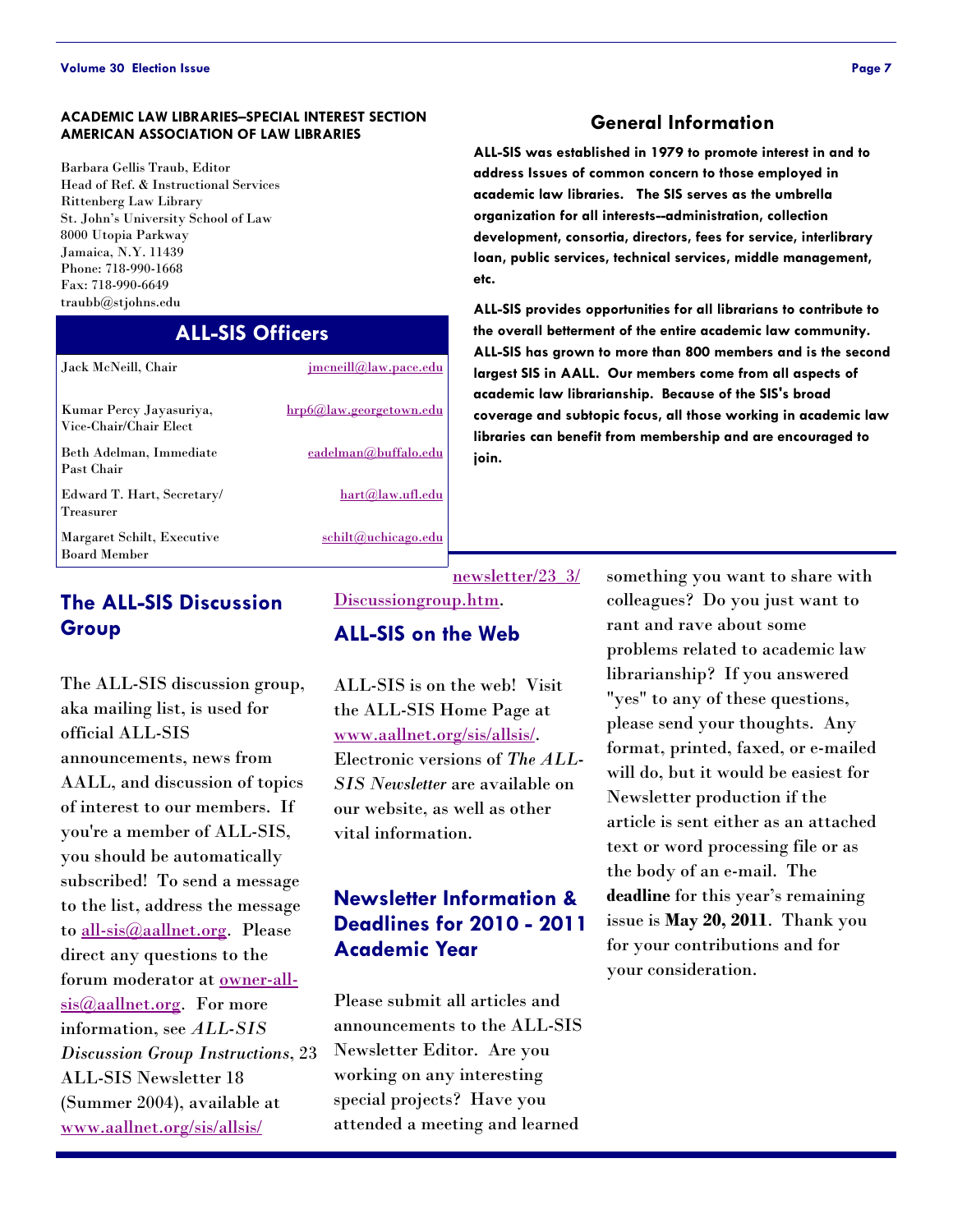**ACADEMIC LAW LIBRARIES–SPECIAL INTEREST SECTION**
**AMERICAN ASSOCIATION OF LAW LIBRARIES**

Barbara Gellis Traub, Editor
Head of Ref. & Instructional Services
Rittenberg Law Library
St. John's University School of Law
8000 Utopia Parkway
Jamaica, N.Y. 11439
Phone: 718-990-1668
Fax: 718-990-6649
traubb@stjohns.edu

## ALL-SIS Officers

| | |
|---|---|
| Jack McNeill, Chair | jmcneill@law.pace.edu |
| Kumar Percy Jayasuriya, Vice-Chair/Chair Elect | hrp6@law.georgetown.edu |
| Beth Adelman, Immediate Past Chair | eadelman@buffalo.edu |
| Edward T. Hart, Secretary/ Treasurer | hart@law.ufl.edu |
| Margaret Schilt, Executive Board Member | schilt@uchicago.edu |

## General Information

**ALL-SIS was established in 1979 to promote interest in and to address Issues of common concern to those employed in academic law libraries. The SIS serves as the umbrella organization for all interests--administration, collection development, consortia, directors, fees for service, interlibrary loan, public services, technical services, middle management, etc.**

**ALL-SIS provides opportunities for all librarians to contribute to the overall betterment of the entire academic law community. ALL-SIS has grown to more than 800 members and is the second largest SIS in AALL. Our members come from all aspects of academic law librarianship. Because of the SIS's broad coverage and subtopic focus, all those working in academic law libraries can benefit from membership and are encouraged to join.**

## The ALL-SIS Discussion Group

The ALL-SIS discussion group, aka mailing list, is used for official ALL-SIS announcements, news from AALL, and discussion of topics of interest to our members. If you're a member of ALL-SIS, you should be automatically subscribed! To send a message to the list, address the message to all-sis@aallnet.org. Please direct any questions to the forum moderator at owner-all-sis@aallnet.org. For more information, see *ALL-SIS Discussion Group Instructions*, 23 ALL-SIS Newsletter 18 (Summer 2004), available at www.aallnet.org/sis/allsis/newsletter/23_3/Discussiongroup.htm.

## ALL-SIS on the Web

ALL-SIS is on the web! Visit the ALL-SIS Home Page at www.aallnet.org/sis/allsis/. Electronic versions of *The ALL-SIS Newsletter* are available on our website, as well as other vital information.

## Newsletter Information & Deadlines for 2010 - 2011 Academic Year

Please submit all articles and announcements to the ALL-SIS Newsletter Editor. Are you working on any interesting special projects? Have you attended a meeting and learned something you want to share with colleagues? Do you just want to rant and rave about some problems related to academic law librarianship? If you answered "yes" to any of these questions, please send your thoughts. Any format, printed, faxed, or e-mailed will do, but it would be easiest for Newsletter production if the article is sent either as an attached text or word processing file or as the body of an e-mail. The **deadline** for this year's remaining issue is **May 20, 2011**. Thank you for your contributions and for your consideration.